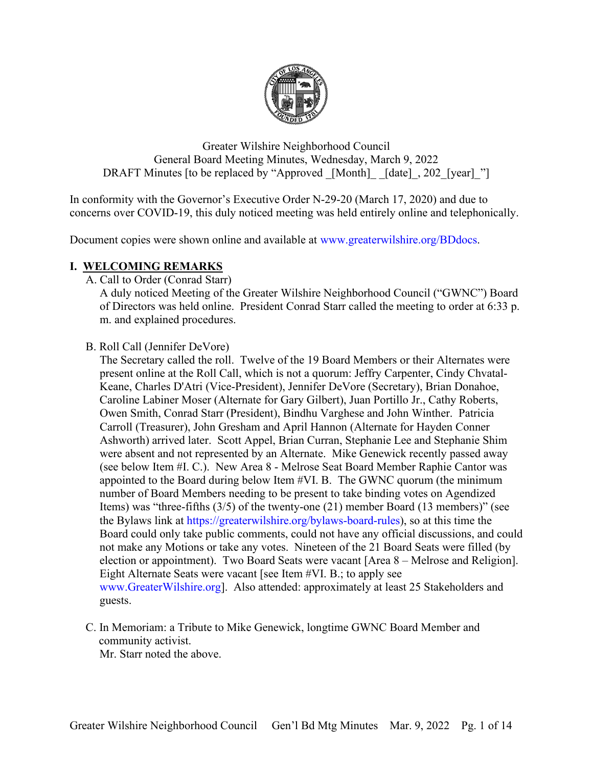Greater Wilshire Neighborhood Council
General Board Meeting Minutes, Wednesday, March 9, 2022
DRAFT Minutes [to be replaced by "Approved _[Month]_ _[date]_, 202_[year]_"]

In conformity with the Governor's Executive Order N-29-20 (March 17, 2020) and due to concerns over COVID-19, this duly noticed meeting was held entirely online and telephonically.

Document copies were shown online and available at www.greaterwilshire.org/BDdocs.

## I. WELCOMING REMARKS

A. Call to Order (Conrad Starr)
A duly noticed Meeting of the Greater Wilshire Neighborhood Council ("GWNC") Board of Directors was held online. President Conrad Starr called the meeting to order at 6:33 p. m. and explained procedures.

B. Roll Call (Jennifer DeVore)
The Secretary called the roll. Twelve of the 19 Board Members or their Alternates were present online at the Roll Call, which is not a quorum: Jeffry Carpenter, Cindy Chvatal-Keane, Charles D'Atri (Vice-President), Jennifer DeVore (Secretary), Brian Donahoe, Caroline Labiner Moser (Alternate for Gary Gilbert), Juan Portillo Jr., Cathy Roberts, Owen Smith, Conrad Starr (President), Bindhu Varghese and John Winther. Patricia Carroll (Treasurer), John Gresham and April Hannon (Alternate for Hayden Conner Ashworth) arrived later. Scott Appel, Brian Curran, Stephanie Lee and Stephanie Shim were absent and not represented by an Alternate. Mike Genewick recently passed away (see below Item #I. C.). New Area 8 - Melrose Seat Board Member Raphie Cantor was appointed to the Board during below Item #VI. B. The GWNC quorum (the minimum number of Board Members needing to be present to take binding votes on Agendized Items) was "three-fifths (3/5) of the twenty-one (21) member Board (13 members)" (see the Bylaws link at https://greaterwilshire.org/bylaws-board-rules), so at this time the Board could only take public comments, could not have any official discussions, and could not make any Motions or take any votes. Nineteen of the 21 Board Seats were filled (by election or appointment). Two Board Seats were vacant [Area 8 – Melrose and Religion]. Eight Alternate Seats were vacant [see Item #VI. B.; to apply see www.GreaterWilshire.org]. Also attended: approximately at least 25 Stakeholders and guests.

C. In Memoriam: a Tribute to Mike Genewick, longtime GWNC Board Member and community activist.
Mr. Starr noted the above.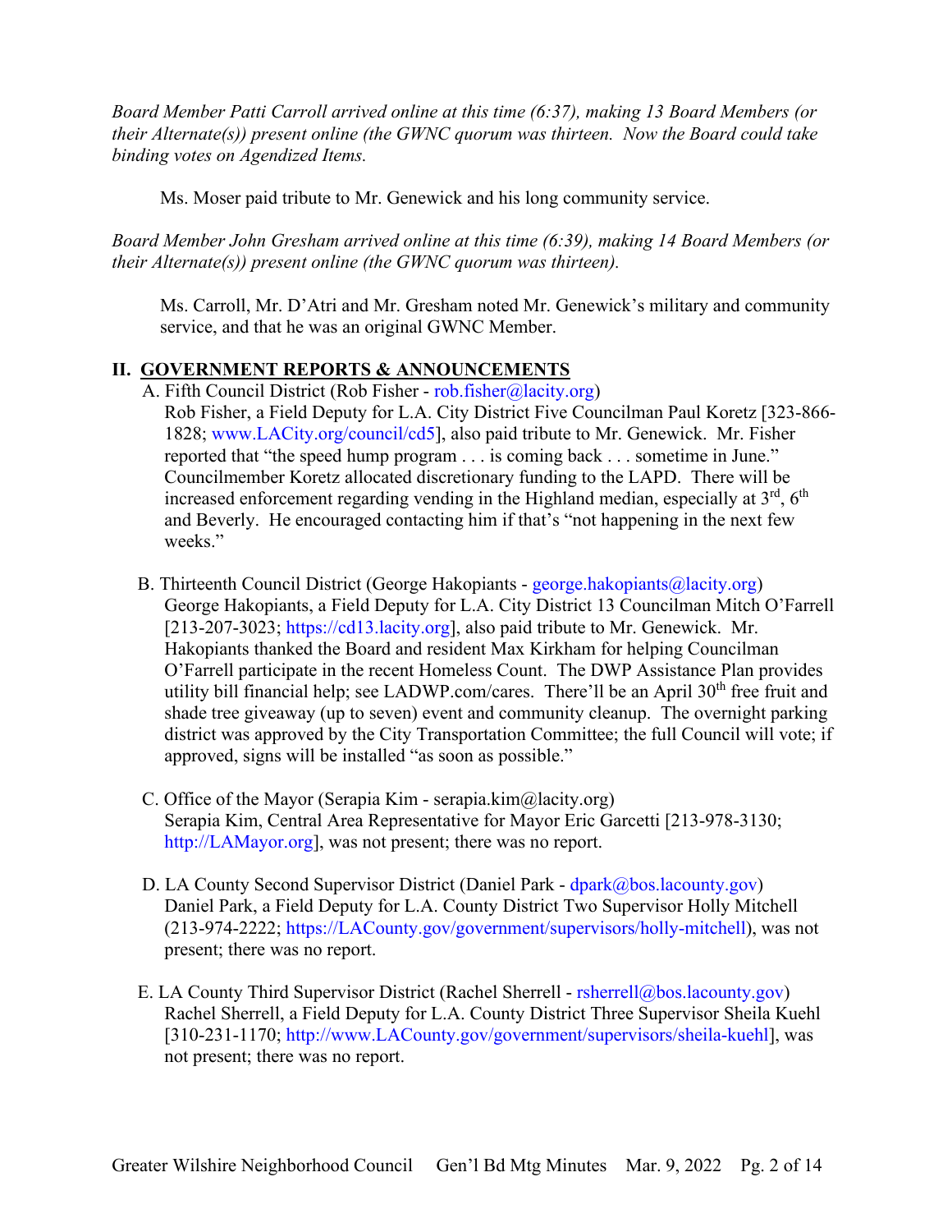*Board Member Patti Carroll arrived online at this time (6:37), making 13 Board Members (or their Alternate(s)) present online (the GWNC quorum was thirteen. Now the Board could take binding votes on Agendized Items.*

Ms. Moser paid tribute to Mr. Genewick and his long community service.

*Board Member John Gresham arrived online at this time (6:39), making 14 Board Members (or their Alternate(s)) present online (the GWNC quorum was thirteen).*

Ms. Carroll, Mr. D'Atri and Mr. Gresham noted Mr. Genewick's military and community service, and that he was an original GWNC Member.

## II. GOVERNMENT REPORTS & ANNOUNCEMENTS

A. Fifth Council District (Rob Fisher - rob.fisher@lacity.org)
Rob Fisher, a Field Deputy for L.A. City District Five Councilman Paul Koretz [323-866-1828; www.LACity.org/council/cd5], also paid tribute to Mr. Genewick. Mr. Fisher reported that "the speed hump program . . . is coming back . . . sometime in June." Councilmember Koretz allocated discretionary funding to the LAPD. There will be increased enforcement regarding vending in the Highland median, especially at 3rd, 6th and Beverly. He encouraged contacting him if that's "not happening in the next few weeks."

B. Thirteenth Council District (George Hakopiants - george.hakopiants@lacity.org)
George Hakopiants, a Field Deputy for L.A. City District 13 Councilman Mitch O'Farrell [213-207-3023; https://cd13.lacity.org], also paid tribute to Mr. Genewick. Mr. Hakopiants thanked the Board and resident Max Kirkham for helping Councilman O'Farrell participate in the recent Homeless Count. The DWP Assistance Plan provides utility bill financial help; see LADWP.com/cares. There'll be an April 30th free fruit and shade tree giveaway (up to seven) event and community cleanup. The overnight parking district was approved by the City Transportation Committee; the full Council will vote; if approved, signs will be installed "as soon as possible."

C. Office of the Mayor (Serapia Kim - serapia.kim@lacity.org)
Serapia Kim, Central Area Representative for Mayor Eric Garcetti [213-978-3130; http://LAMayor.org], was not present; there was no report.

D. LA County Second Supervisor District (Daniel Park - dpark@bos.lacounty.gov)
Daniel Park, a Field Deputy for L.A. County District Two Supervisor Holly Mitchell (213-974-2222; https://LACounty.gov/government/supervisors/holly-mitchell), was not present; there was no report.

E. LA County Third Supervisor District (Rachel Sherrell - rsherrell@bos.lacounty.gov)
Rachel Sherrell, a Field Deputy for L.A. County District Three Supervisor Sheila Kuehl [310-231-1170; http://www.LACounty.gov/government/supervisors/sheila-kuehl], was not present; there was no report.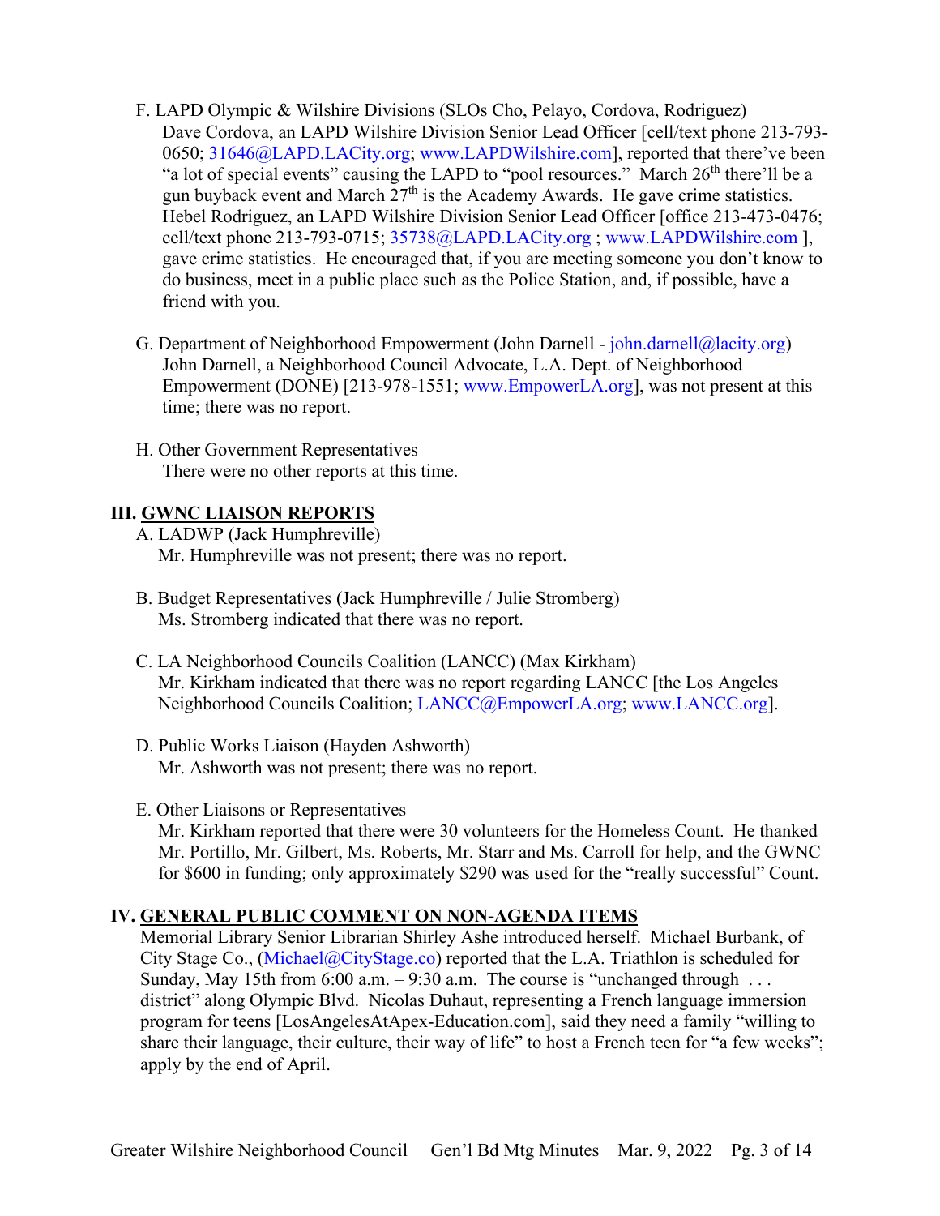F. LAPD Olympic & Wilshire Divisions (SLOs Cho, Pelayo, Cordova, Rodriguez)
Dave Cordova, an LAPD Wilshire Division Senior Lead Officer [cell/text phone 213-793-0650; 31646@LAPD.LACity.org; www.LAPDWilshire.com], reported that there've been "a lot of special events" causing the LAPD to "pool resources." March 26th there'll be a gun buyback event and March 27th is the Academy Awards. He gave crime statistics. Hebel Rodriguez, an LAPD Wilshire Division Senior Lead Officer [office 213-473-0476; cell/text phone 213-793-0715; 35738@LAPD.LACity.org ; www.LAPDWilshire.com ], gave crime statistics. He encouraged that, if you are meeting someone you don't know to do business, meet in a public place such as the Police Station, and, if possible, have a friend with you.

G. Department of Neighborhood Empowerment (John Darnell - john.darnell@lacity.org)
John Darnell, a Neighborhood Council Advocate, L.A. Dept. of Neighborhood Empowerment (DONE) [213-978-1551; www.EmpowerLA.org], was not present at this time; there was no report.

H. Other Government Representatives
There were no other reports at this time.

## III. GWNC LIAISON REPORTS

A. LADWP (Jack Humphreville)
Mr. Humphreville was not present; there was no report.

B. Budget Representatives (Jack Humphreville / Julie Stromberg)
Ms. Stromberg indicated that there was no report.

C. LA Neighborhood Councils Coalition (LANCC) (Max Kirkham)
Mr. Kirkham indicated that there was no report regarding LANCC [the Los Angeles Neighborhood Councils Coalition; LANCC@EmpowerLA.org; www.LANCC.org].

D. Public Works Liaison (Hayden Ashworth)
Mr. Ashworth was not present; there was no report.

E. Other Liaisons or Representatives
Mr. Kirkham reported that there were 30 volunteers for the Homeless Count. He thanked Mr. Portillo, Mr. Gilbert, Ms. Roberts, Mr. Starr and Ms. Carroll for help, and the GWNC for $600 in funding; only approximately $290 was used for the "really successful" Count.

## IV. GENERAL PUBLIC COMMENT ON NON-AGENDA ITEMS

Memorial Library Senior Librarian Shirley Ashe introduced herself. Michael Burbank, of City Stage Co., (Michael@CityStage.co) reported that the L.A. Triathlon is scheduled for Sunday, May 15th from 6:00 a.m. – 9:30 a.m. The course is "unchanged through . . . district" along Olympic Blvd. Nicolas Duhaut, representing a French language immersion program for teens [LosAngelesAtApex-Education.com], said they need a family "willing to share their language, their culture, their way of life" to host a French teen for "a few weeks"; apply by the end of April.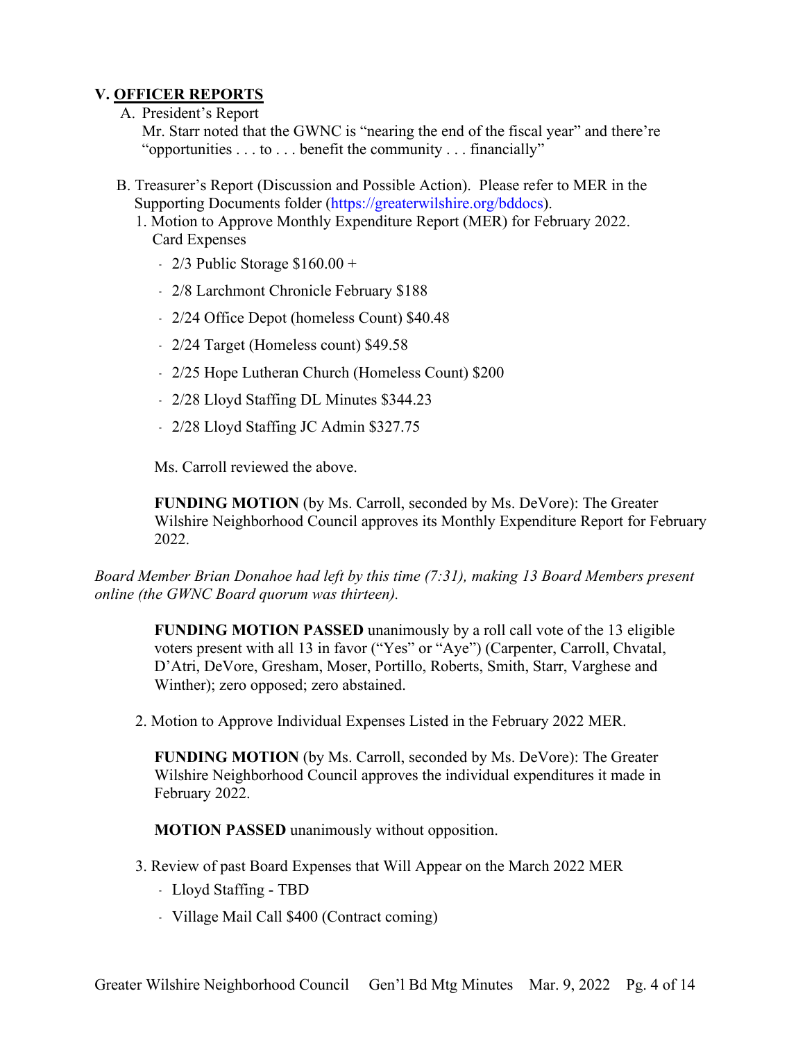## V. **OFFICER REPORTS**

A. President's Report

Mr. Starr noted that the GWNC is "nearing the end of the fiscal year" and there're "opportunities . . . to . . . benefit the community . . . financially"

B. Treasurer's Report (Discussion and Possible Action). Please refer to MER in the Supporting Documents folder (https://greaterwilshire.org/bddocs).

1. Motion to Approve Monthly Expenditure Report (MER) for February 2022.

   Card Expenses

   - 2/3 Public Storage $160.00 +
   - 2/8 Larchmont Chronicle February $188
   - 2/24 Office Depot (homeless Count) $40.48
   - 2/24 Target (Homeless count) $49.58
   - 2/25 Hope Lutheran Church (Homeless Count) $200
   - 2/28 Lloyd Staffing DL Minutes $344.23
   - 2/28 Lloyd Staffing JC Admin $327.75

   Ms. Carroll reviewed the above.

   **FUNDING MOTION** (by Ms. Carroll, seconded by Ms. DeVore): The Greater Wilshire Neighborhood Council approves its Monthly Expenditure Report for February 2022.

*Board Member Brian Donahoe had left by this time (7:31), making 13 Board Members present online (the GWNC Board quorum was thirteen).*

   **FUNDING MOTION PASSED** unanimously by a roll call vote of the 13 eligible voters present with all 13 in favor ("Yes" or "Aye") (Carpenter, Carroll, Chvatal, D'Atri, DeVore, Gresham, Moser, Portillo, Roberts, Smith, Starr, Varghese and Winther); zero opposed; zero abstained.

2. Motion to Approve Individual Expenses Listed in the February 2022 MER.

   **FUNDING MOTION** (by Ms. Carroll, seconded by Ms. DeVore): The Greater Wilshire Neighborhood Council approves the individual expenditures it made in February 2022.

   **MOTION PASSED** unanimously without opposition.

3. Review of past Board Expenses that Will Appear on the March 2022 MER

   - Lloyd Staffing - TBD
   - Village Mail Call $400 (Contract coming)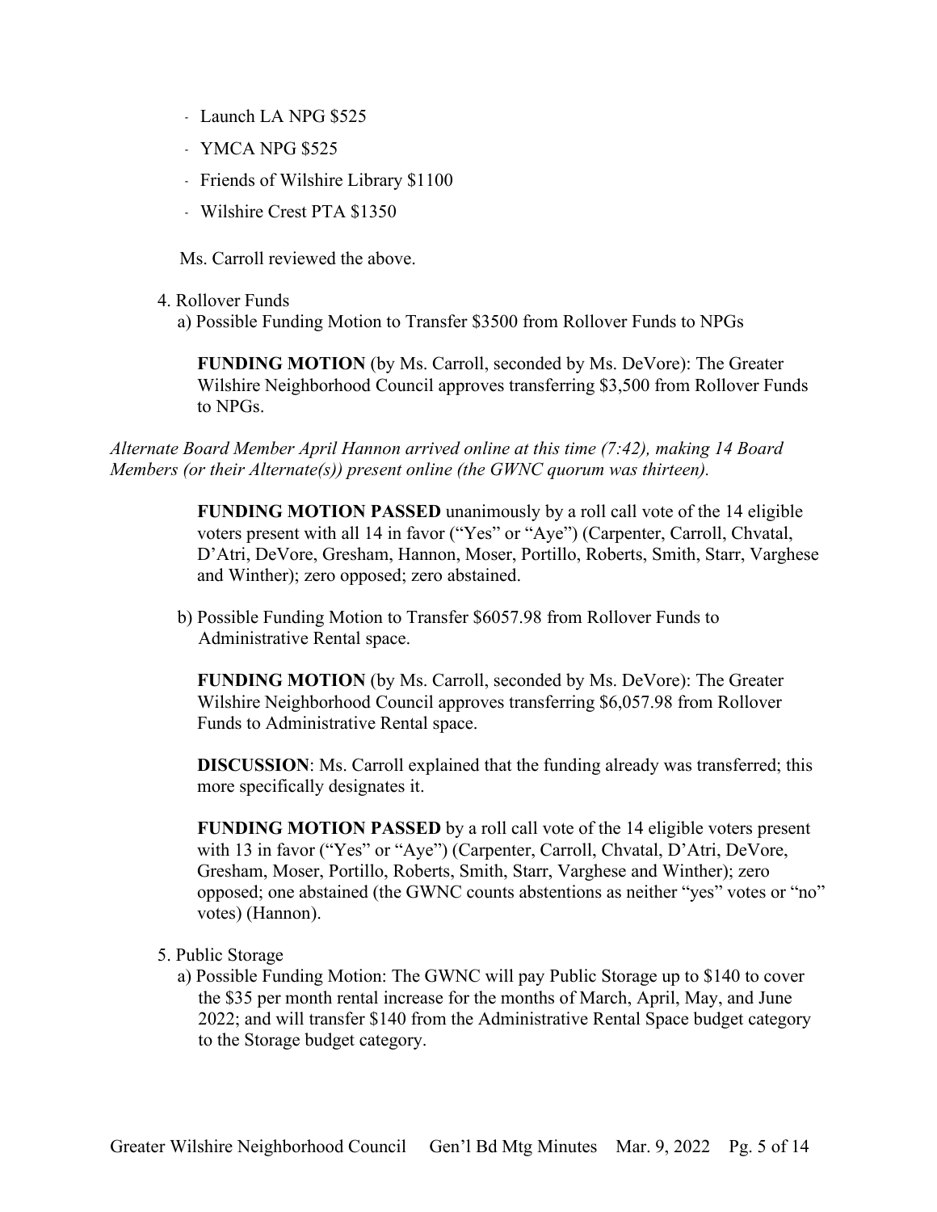- Launch LA NPG $525
- YMCA NPG $525
- Friends of Wilshire Library $1100
- Wilshire Crest PTA $1350

Ms. Carroll reviewed the above.

4. Rollover Funds
   a) Possible Funding Motion to Transfer $3500 from Rollover Funds to NPGs

   **FUNDING MOTION** (by Ms. Carroll, seconded by Ms. DeVore): The Greater Wilshire Neighborhood Council approves transferring $3,500 from Rollover Funds to NPGs.

*Alternate Board Member April Hannon arrived online at this time (7:42), making 14 Board Members (or their Alternate(s)) present online (the GWNC quorum was thirteen).*

   **FUNDING MOTION PASSED** unanimously by a roll call vote of the 14 eligible voters present with all 14 in favor ("Yes" or "Aye") (Carpenter, Carroll, Chvatal, D'Atri, DeVore, Gresham, Hannon, Moser, Portillo, Roberts, Smith, Starr, Varghese and Winther); zero opposed; zero abstained.

   b) Possible Funding Motion to Transfer $6057.98 from Rollover Funds to Administrative Rental space.

   **FUNDING MOTION** (by Ms. Carroll, seconded by Ms. DeVore): The Greater Wilshire Neighborhood Council approves transferring $6,057.98 from Rollover Funds to Administrative Rental space.

   **DISCUSSION**: Ms. Carroll explained that the funding already was transferred; this more specifically designates it.

   **FUNDING MOTION PASSED** by a roll call vote of the 14 eligible voters present with 13 in favor ("Yes" or "Aye") (Carpenter, Carroll, Chvatal, D'Atri, DeVore, Gresham, Moser, Portillo, Roberts, Smith, Starr, Varghese and Winther); zero opposed; one abstained (the GWNC counts abstentions as neither "yes" votes or "no" votes) (Hannon).

5. Public Storage
   a) Possible Funding Motion: The GWNC will pay Public Storage up to $140 to cover the $35 per month rental increase for the months of March, April, May, and June 2022; and will transfer $140 from the Administrative Rental Space budget category to the Storage budget category.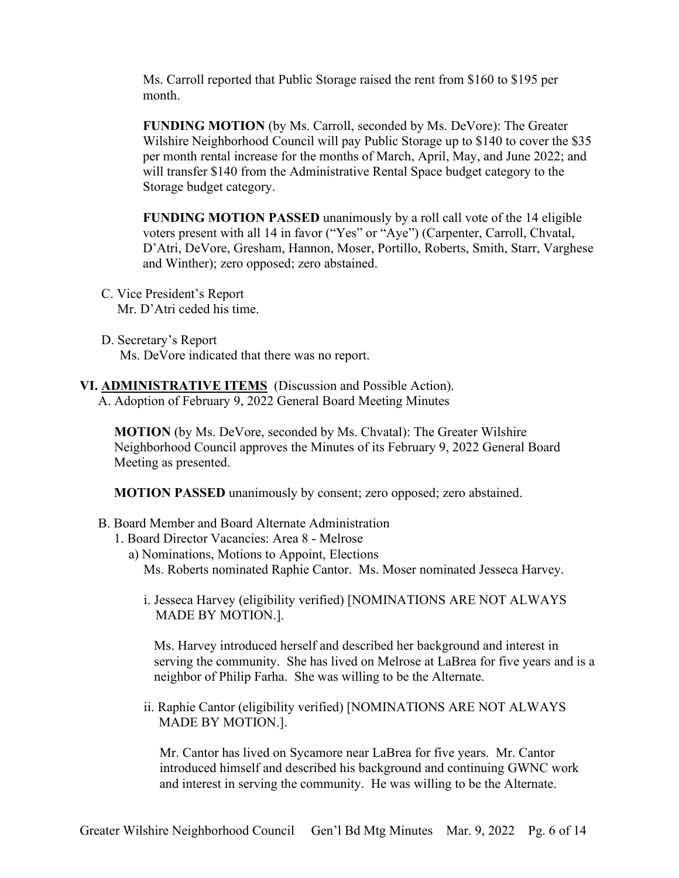Ms. Carroll reported that Public Storage raised the rent from $160 to $195 per month.

**FUNDING MOTION** (by Ms. Carroll, seconded by Ms. DeVore): The Greater Wilshire Neighborhood Council will pay Public Storage up to $140 to cover the $35 per month rental increase for the months of March, April, May, and June 2022; and will transfer $140 from the Administrative Rental Space budget category to the Storage budget category.

**FUNDING MOTION PASSED** unanimously by a roll call vote of the 14 eligible voters present with all 14 in favor ("Yes" or "Aye") (Carpenter, Carroll, Chvatal, D'Atri, DeVore, Gresham, Hannon, Moser, Portillo, Roberts, Smith, Starr, Varghese and Winther); zero opposed; zero abstained.

C. Vice President's Report
Mr. D'Atri ceded his time.

D. Secretary's Report
Ms. DeVore indicated that there was no report.

## VI. ADMINISTRATIVE ITEMS (Discussion and Possible Action).

A. Adoption of February 9, 2022 General Board Meeting Minutes

**MOTION** (by Ms. DeVore, seconded by Ms. Chvatal): The Greater Wilshire Neighborhood Council approves the Minutes of its February 9, 2022 General Board Meeting as presented.

**MOTION PASSED** unanimously by consent; zero opposed; zero abstained.

B. Board Member and Board Alternate Administration

1. Board Director Vacancies: Area 8 - Melrose

a) Nominations, Motions to Appoint, Elections
Ms. Roberts nominated Raphie Cantor. Ms. Moser nominated Jesseca Harvey.

i. Jesseca Harvey (eligibility verified) [NOMINATIONS ARE NOT ALWAYS MADE BY MOTION.].

Ms. Harvey introduced herself and described her background and interest in serving the community. She has lived on Melrose at LaBrea for five years and is a neighbor of Philip Farha. She was willing to be the Alternate.

ii. Raphie Cantor (eligibility verified) [NOMINATIONS ARE NOT ALWAYS MADE BY MOTION.].

Mr. Cantor has lived on Sycamore near LaBrea for five years. Mr. Cantor introduced himself and described his background and continuing GWNC work and interest in serving the community. He was willing to be the Alternate.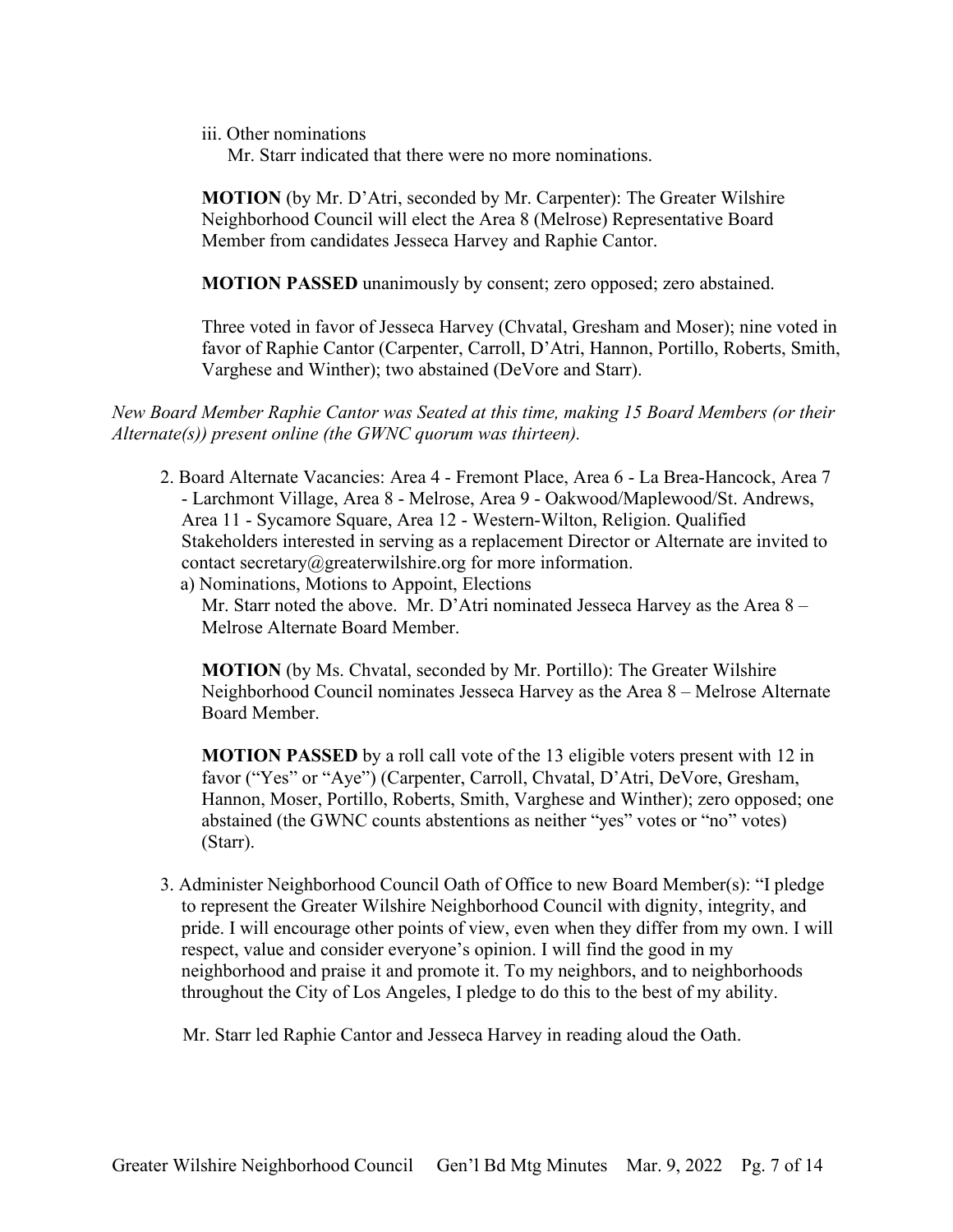iii. Other nominations

Mr. Starr indicated that there were no more nominations.

**MOTION** (by Mr. D'Atri, seconded by Mr. Carpenter): The Greater Wilshire Neighborhood Council will elect the Area 8 (Melrose) Representative Board Member from candidates Jesseca Harvey and Raphie Cantor.

**MOTION PASSED** unanimously by consent; zero opposed; zero abstained.

Three voted in favor of Jesseca Harvey (Chvatal, Gresham and Moser); nine voted in favor of Raphie Cantor (Carpenter, Carroll, D'Atri, Hannon, Portillo, Roberts, Smith, Varghese and Winther); two abstained (DeVore and Starr).

*New Board Member Raphie Cantor was Seated at this time, making 15 Board Members (or their Alternate(s)) present online (the GWNC quorum was thirteen).*

2. Board Alternate Vacancies: Area 4 - Fremont Place, Area 6 - La Brea-Hancock, Area 7 - Larchmont Village, Area 8 - Melrose, Area 9 - Oakwood/Maplewood/St. Andrews, Area 11 - Sycamore Square, Area 12 - Western-Wilton, Religion. Qualified Stakeholders interested in serving as a replacement Director or Alternate are invited to contact secretary@greaterwilshire.org for more information.

   a) Nominations, Motions to Appoint, Elections

   Mr. Starr noted the above. Mr. D'Atri nominated Jesseca Harvey as the Area 8 – Melrose Alternate Board Member.

   **MOTION** (by Ms. Chvatal, seconded by Mr. Portillo): The Greater Wilshire Neighborhood Council nominates Jesseca Harvey as the Area 8 – Melrose Alternate Board Member.

   **MOTION PASSED** by a roll call vote of the 13 eligible voters present with 12 in favor ("Yes" or "Aye") (Carpenter, Carroll, Chvatal, D'Atri, DeVore, Gresham, Hannon, Moser, Portillo, Roberts, Smith, Varghese and Winther); zero opposed; one abstained (the GWNC counts abstentions as neither "yes" votes or "no" votes) (Starr).

3. Administer Neighborhood Council Oath of Office to new Board Member(s): "I pledge to represent the Greater Wilshire Neighborhood Council with dignity, integrity, and pride. I will encourage other points of view, even when they differ from my own. I will respect, value and consider everyone's opinion. I will find the good in my neighborhood and praise it and promote it. To my neighbors, and to neighborhoods throughout the City of Los Angeles, I pledge to do this to the best of my ability.

   Mr. Starr led Raphie Cantor and Jesseca Harvey in reading aloud the Oath.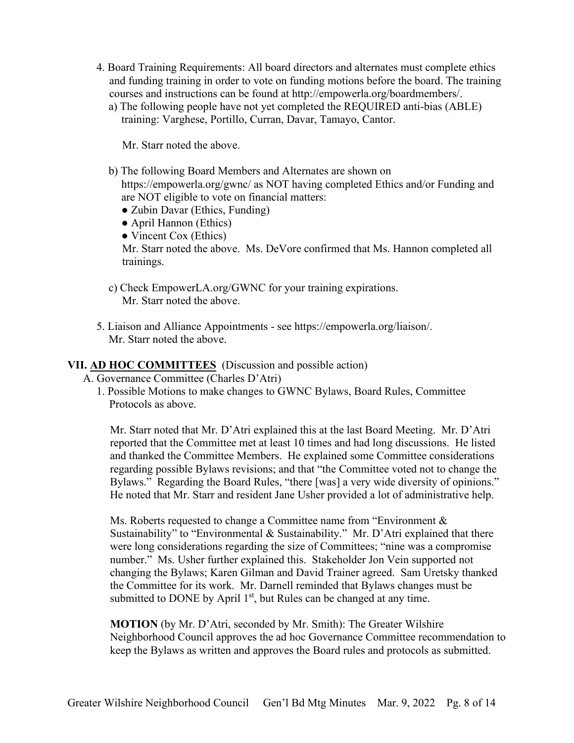4. Board Training Requirements: All board directors and alternates must complete ethics and funding training in order to vote on funding motions before the board. The training courses and instructions can be found at http://empowerla.org/boardmembers/.
   a) The following people have not yet completed the REQUIRED anti-bias (ABLE) training: Varghese, Portillo, Curran, Davar, Tamayo, Cantor.

      Mr. Starr noted the above.

   b) The following Board Members and Alternates are shown on https://empowerla.org/gwnc/ as NOT having completed Ethics and/or Funding and are NOT eligible to vote on financial matters:
      - Zubin Davar (Ethics, Funding)
      - April Hannon (Ethics)
      - Vincent Cox (Ethics)

      Mr. Starr noted the above. Ms. DeVore confirmed that Ms. Hannon completed all trainings.

   c) Check EmpowerLA.org/GWNC for your training expirations.
      Mr. Starr noted the above.

5. Liaison and Alliance Appointments - see https://empowerla.org/liaison/.
   Mr. Starr noted the above.

## VII. AD HOC COMMITTEES (Discussion and possible action)

A. Governance Committee (Charles D'Atri)

1. Possible Motions to make changes to GWNC Bylaws, Board Rules, Committee Protocols as above.

   Mr. Starr noted that Mr. D'Atri explained this at the last Board Meeting. Mr. D'Atri reported that the Committee met at least 10 times and had long discussions. He listed and thanked the Committee Members. He explained some Committee considerations regarding possible Bylaws revisions; and that "the Committee voted not to change the Bylaws." Regarding the Board Rules, "there [was] a very wide diversity of opinions." He noted that Mr. Starr and resident Jane Usher provided a lot of administrative help.

   Ms. Roberts requested to change a Committee name from "Environment & Sustainability" to "Environmental & Sustainability." Mr. D'Atri explained that there were long considerations regarding the size of Committees; "nine was a compromise number." Ms. Usher further explained this. Stakeholder Jon Vein supported not changing the Bylaws; Karen Gilman and David Trainer agreed. Sam Uretsky thanked the Committee for its work. Mr. Darnell reminded that Bylaws changes must be submitted to DONE by April 1st, but Rules can be changed at any time.

   **MOTION** (by Mr. D'Atri, seconded by Mr. Smith): The Greater Wilshire Neighborhood Council approves the ad hoc Governance Committee recommendation to keep the Bylaws as written and approves the Board rules and protocols as submitted.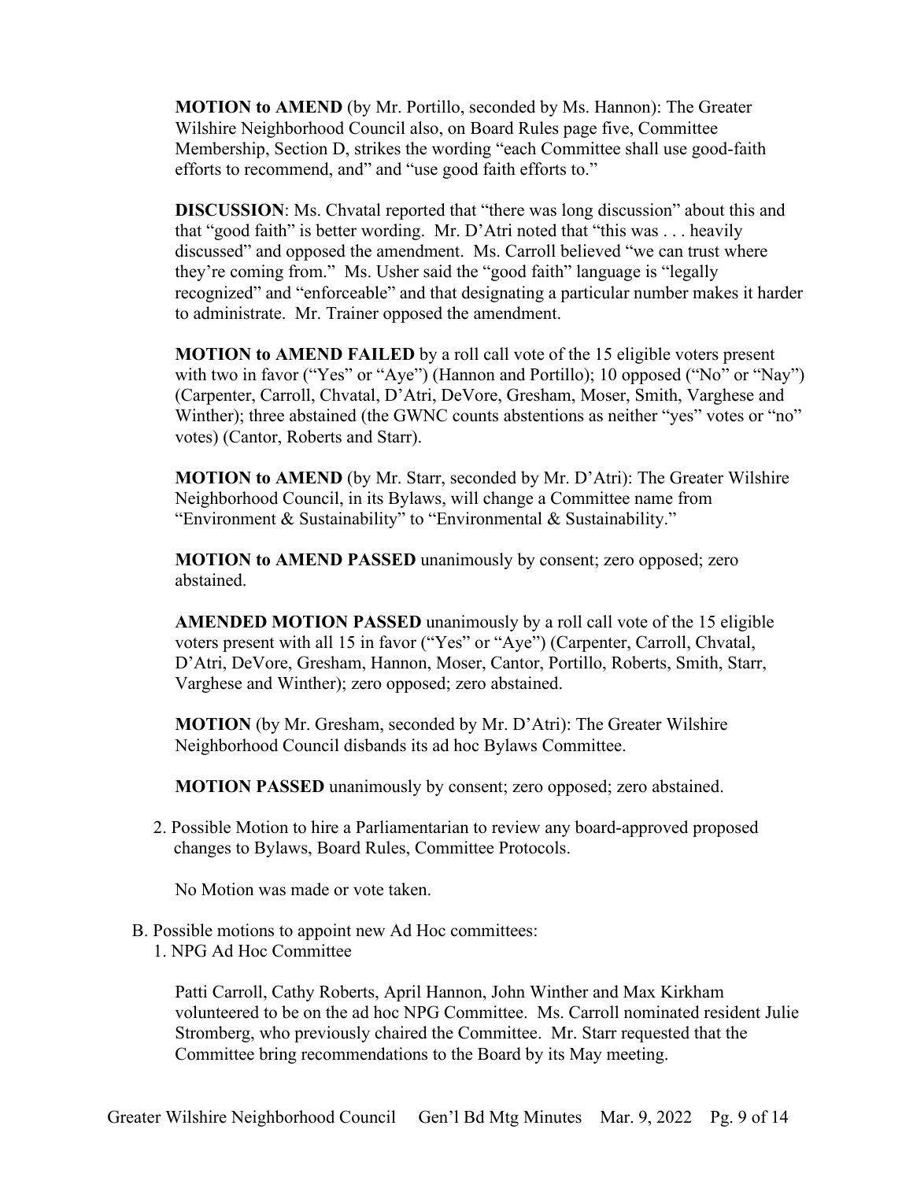**MOTION to AMEND** (by Mr. Portillo, seconded by Ms. Hannon): The Greater Wilshire Neighborhood Council also, on Board Rules page five, Committee Membership, Section D, strikes the wording "each Committee shall use good-faith efforts to recommend, and" and "use good faith efforts to."

**DISCUSSION**: Ms. Chvatal reported that "there was long discussion" about this and that "good faith" is better wording. Mr. D'Atri noted that "this was . . . heavily discussed" and opposed the amendment. Ms. Carroll believed "we can trust where they're coming from." Ms. Usher said the "good faith" language is "legally recognized" and "enforceable" and that designating a particular number makes it harder to administrate. Mr. Trainer opposed the amendment.

**MOTION to AMEND FAILED** by a roll call vote of the 15 eligible voters present with two in favor ("Yes" or "Aye") (Hannon and Portillo); 10 opposed ("No" or "Nay") (Carpenter, Carroll, Chvatal, D'Atri, DeVore, Gresham, Moser, Smith, Varghese and Winther); three abstained (the GWNC counts abstentions as neither "yes" votes or "no" votes) (Cantor, Roberts and Starr).

**MOTION to AMEND** (by Mr. Starr, seconded by Mr. D'Atri): The Greater Wilshire Neighborhood Council, in its Bylaws, will change a Committee name from "Environment & Sustainability" to "Environmental & Sustainability."

**MOTION to AMEND PASSED** unanimously by consent; zero opposed; zero abstained.

**AMENDED MOTION PASSED** unanimously by a roll call vote of the 15 eligible voters present with all 15 in favor ("Yes" or "Aye") (Carpenter, Carroll, Chvatal, D'Atri, DeVore, Gresham, Hannon, Moser, Cantor, Portillo, Roberts, Smith, Starr, Varghese and Winther); zero opposed; zero abstained.

**MOTION** (by Mr. Gresham, seconded by Mr. D'Atri): The Greater Wilshire Neighborhood Council disbands its ad hoc Bylaws Committee.

**MOTION PASSED** unanimously by consent; zero opposed; zero abstained.

2. Possible Motion to hire a Parliamentarian to review any board-approved proposed changes to Bylaws, Board Rules, Committee Protocols.

   No Motion was made or vote taken.

B. Possible motions to appoint new Ad Hoc committees:

1. NPG Ad Hoc Committee

   Patti Carroll, Cathy Roberts, April Hannon, John Winther and Max Kirkham volunteered to be on the ad hoc NPG Committee. Ms. Carroll nominated resident Julie Stromberg, who previously chaired the Committee. Mr. Starr requested that the Committee bring recommendations to the Board by its May meeting.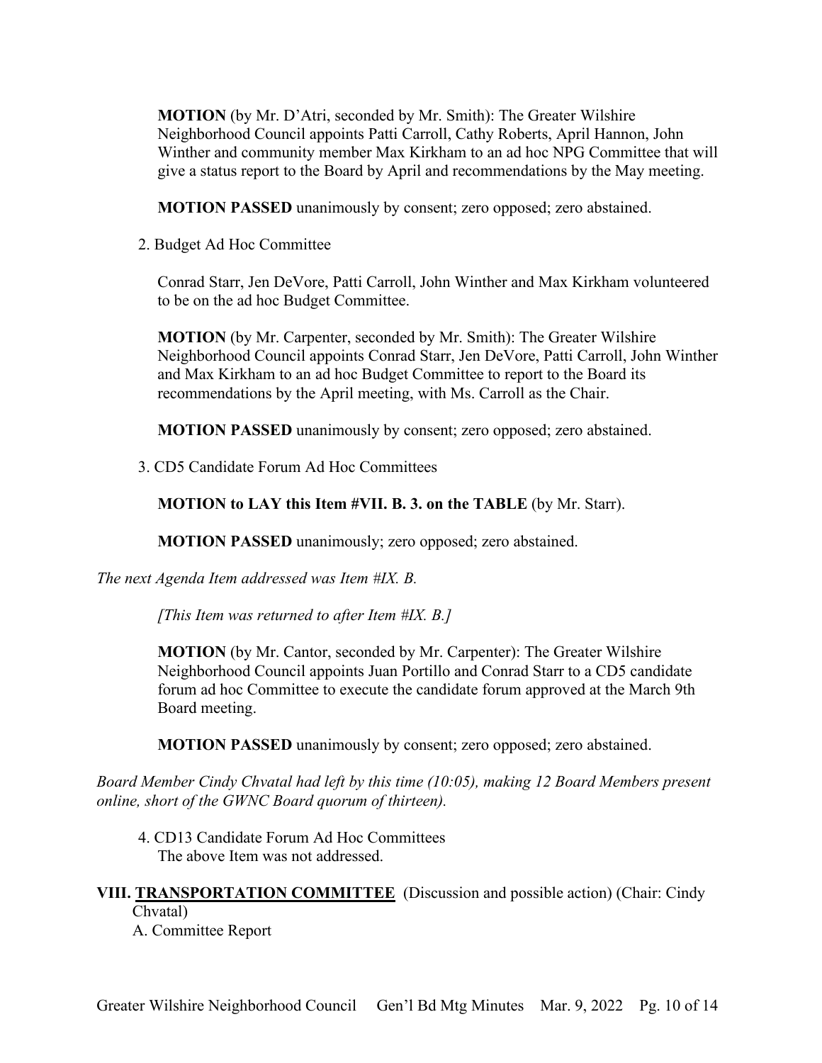**MOTION** (by Mr. D'Atri, seconded by Mr. Smith): The Greater Wilshire Neighborhood Council appoints Patti Carroll, Cathy Roberts, April Hannon, John Winther and community member Max Kirkham to an ad hoc NPG Committee that will give a status report to the Board by April and recommendations by the May meeting.

**MOTION PASSED** unanimously by consent; zero opposed; zero abstained.

2. Budget Ad Hoc Committee

Conrad Starr, Jen DeVore, Patti Carroll, John Winther and Max Kirkham volunteered to be on the ad hoc Budget Committee.

**MOTION** (by Mr. Carpenter, seconded by Mr. Smith): The Greater Wilshire Neighborhood Council appoints Conrad Starr, Jen DeVore, Patti Carroll, John Winther and Max Kirkham to an ad hoc Budget Committee to report to the Board its recommendations by the April meeting, with Ms. Carroll as the Chair.

**MOTION PASSED** unanimously by consent; zero opposed; zero abstained.

3. CD5 Candidate Forum Ad Hoc Committees

**MOTION to LAY this Item #VII. B. 3. on the TABLE** (by Mr. Starr).

**MOTION PASSED** unanimously; zero opposed; zero abstained.

*The next Agenda Item addressed was Item #IX. B.*

*[This Item was returned to after Item #IX. B.]*

**MOTION** (by Mr. Cantor, seconded by Mr. Carpenter): The Greater Wilshire Neighborhood Council appoints Juan Portillo and Conrad Starr to a CD5 candidate forum ad hoc Committee to execute the candidate forum approved at the March 9th Board meeting.

**MOTION PASSED** unanimously by consent; zero opposed; zero abstained.

*Board Member Cindy Chvatal had left by this time (10:05), making 12 Board Members present online, short of the GWNC Board quorum of thirteen).*

4. CD13 Candidate Forum Ad Hoc Committees
The above Item was not addressed.

**VIII. TRANSPORTATION COMMITTEE** (Discussion and possible action) (Chair: Cindy Chvatal)

A. Committee Report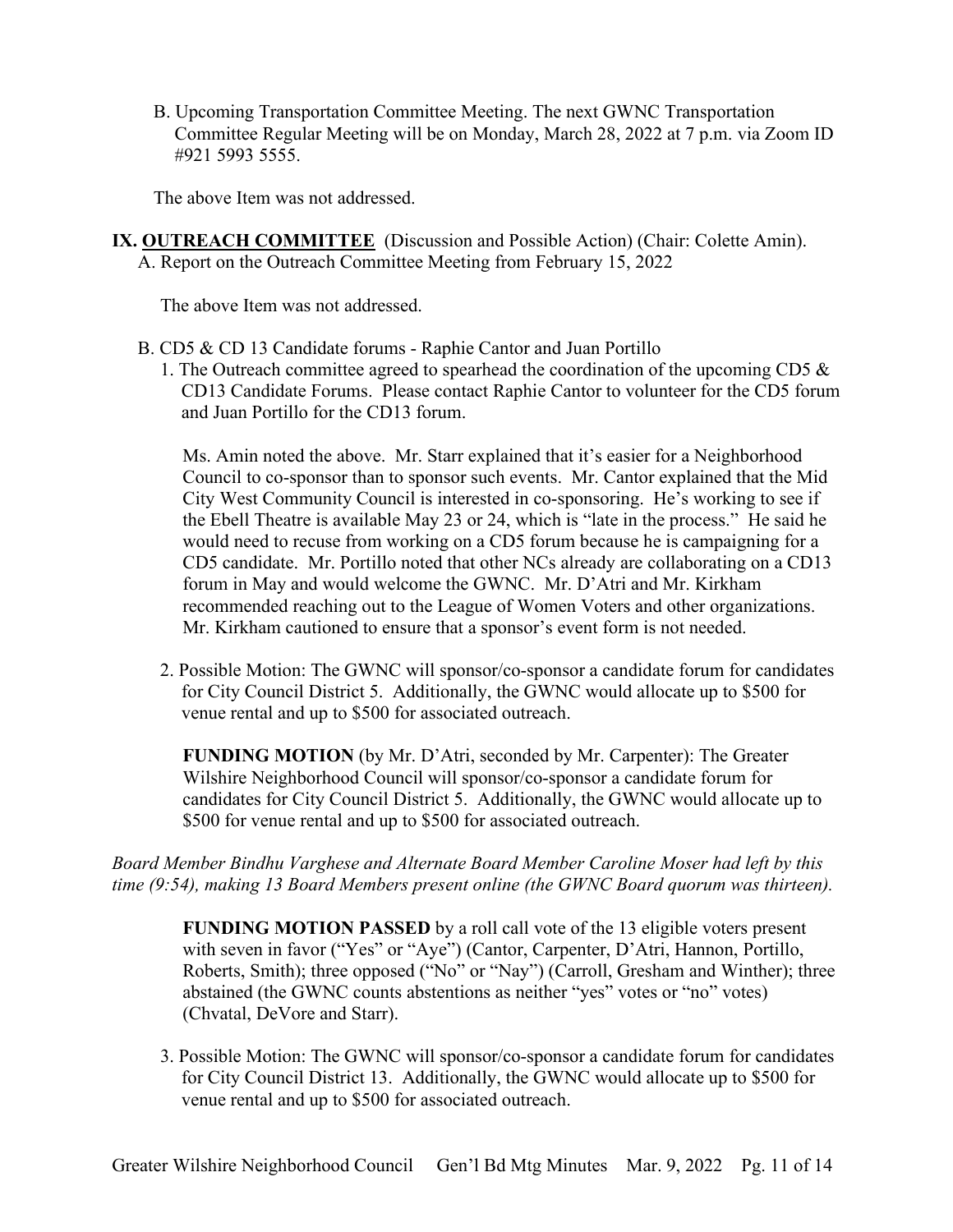B. Upcoming Transportation Committee Meeting. The next GWNC Transportation Committee Regular Meeting will be on Monday, March 28, 2022 at 7 p.m. via Zoom ID #921 5993 5555.

The above Item was not addressed.

**IX. OUTREACH COMMITTEE** (Discussion and Possible Action) (Chair: Colette Amin).

A. Report on the Outreach Committee Meeting from February 15, 2022

The above Item was not addressed.

B. CD5 & CD 13 Candidate forums - Raphie Cantor and Juan Portillo

1. The Outreach committee agreed to spearhead the coordination of the upcoming CD5 & CD13 Candidate Forums. Please contact Raphie Cantor to volunteer for the CD5 forum and Juan Portillo for the CD13 forum.

Ms. Amin noted the above. Mr. Starr explained that it's easier for a Neighborhood Council to co-sponsor than to sponsor such events. Mr. Cantor explained that the Mid City West Community Council is interested in co-sponsoring. He's working to see if the Ebell Theatre is available May 23 or 24, which is "late in the process." He said he would need to recuse from working on a CD5 forum because he is campaigning for a CD5 candidate. Mr. Portillo noted that other NCs already are collaborating on a CD13 forum in May and would welcome the GWNC. Mr. D'Atri and Mr. Kirkham recommended reaching out to the League of Women Voters and other organizations. Mr. Kirkham cautioned to ensure that a sponsor's event form is not needed.

2. Possible Motion: The GWNC will sponsor/co-sponsor a candidate forum for candidates for City Council District 5. Additionally, the GWNC would allocate up to $500 for venue rental and up to $500 for associated outreach.

**FUNDING MOTION** (by Mr. D'Atri, seconded by Mr. Carpenter): The Greater Wilshire Neighborhood Council will sponsor/co-sponsor a candidate forum for candidates for City Council District 5. Additionally, the GWNC would allocate up to $500 for venue rental and up to $500 for associated outreach.

*Board Member Bindhu Varghese and Alternate Board Member Caroline Moser had left by this time (9:54), making 13 Board Members present online (the GWNC Board quorum was thirteen).*

**FUNDING MOTION PASSED** by a roll call vote of the 13 eligible voters present with seven in favor ("Yes" or "Aye") (Cantor, Carpenter, D'Atri, Hannon, Portillo, Roberts, Smith); three opposed ("No" or "Nay") (Carroll, Gresham and Winther); three abstained (the GWNC counts abstentions as neither "yes" votes or "no" votes) (Chvatal, DeVore and Starr).

3. Possible Motion: The GWNC will sponsor/co-sponsor a candidate forum for candidates for City Council District 13. Additionally, the GWNC would allocate up to $500 for venue rental and up to $500 for associated outreach.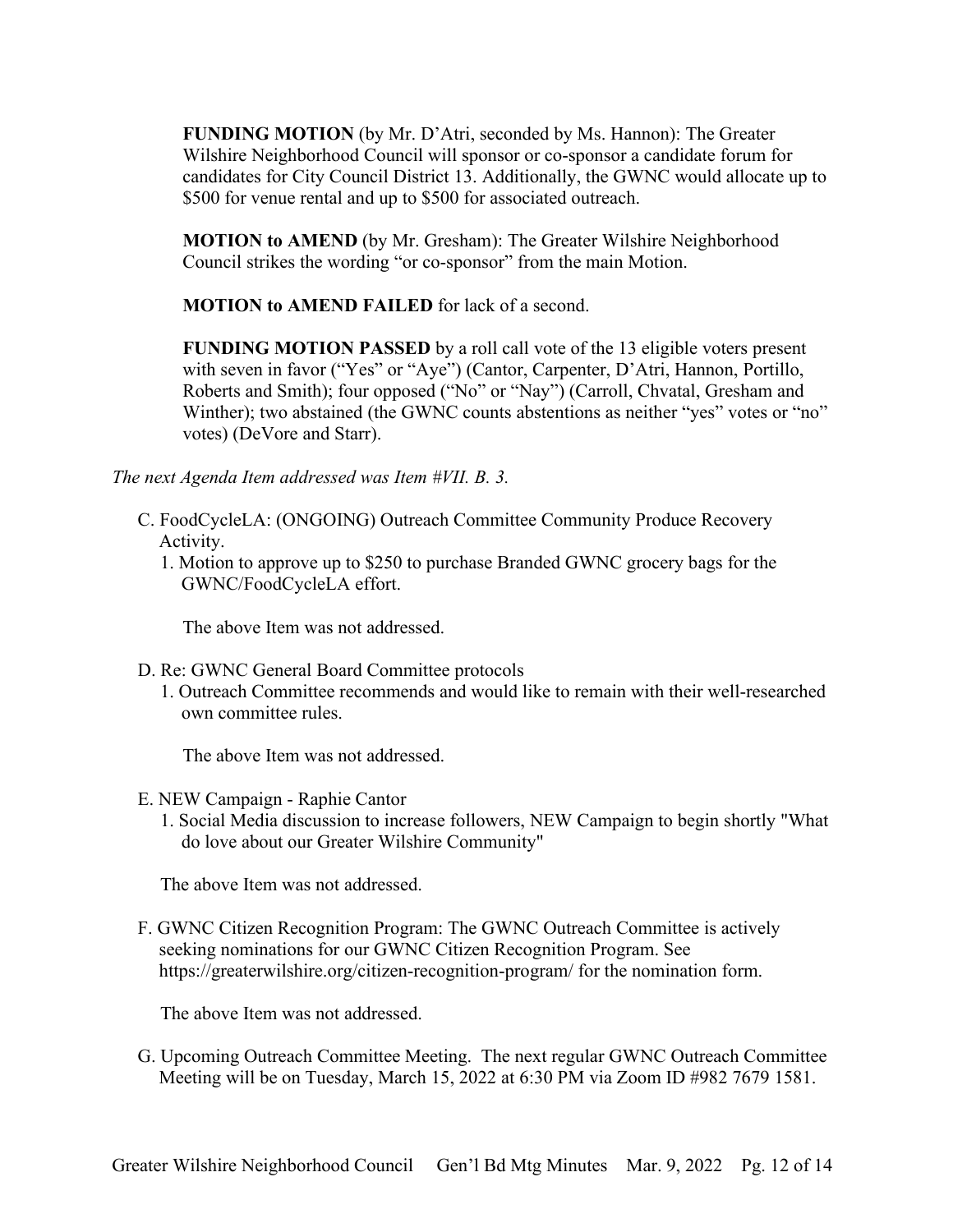**FUNDING MOTION** (by Mr. D'Atri, seconded by Ms. Hannon): The Greater Wilshire Neighborhood Council will sponsor or co-sponsor a candidate forum for candidates for City Council District 13. Additionally, the GWNC would allocate up to $500 for venue rental and up to $500 for associated outreach.

**MOTION to AMEND** (by Mr. Gresham): The Greater Wilshire Neighborhood Council strikes the wording "or co-sponsor" from the main Motion.

**MOTION to AMEND FAILED** for lack of a second.

**FUNDING MOTION PASSED** by a roll call vote of the 13 eligible voters present with seven in favor ("Yes" or "Aye") (Cantor, Carpenter, D'Atri, Hannon, Portillo, Roberts and Smith); four opposed ("No" or "Nay") (Carroll, Chvatal, Gresham and Winther); two abstained (the GWNC counts abstentions as neither "yes" votes or "no" votes) (DeVore and Starr).

*The next Agenda Item addressed was Item #VII. B. 3.*

C. FoodCycleLA: (ONGOING) Outreach Committee Community Produce Recovery Activity.
   1. Motion to approve up to $250 to purchase Branded GWNC grocery bags for the GWNC/FoodCycleLA effort.

   The above Item was not addressed.

D. Re: GWNC General Board Committee protocols
   1. Outreach Committee recommends and would like to remain with their well-researched own committee rules.

   The above Item was not addressed.

E. NEW Campaign - Raphie Cantor
   1. Social Media discussion to increase followers, NEW Campaign to begin shortly "What do love about our Greater Wilshire Community"

   The above Item was not addressed.

F. GWNC Citizen Recognition Program: The GWNC Outreach Committee is actively seeking nominations for our GWNC Citizen Recognition Program. See https://greaterwilshire.org/citizen-recognition-program/ for the nomination form.

   The above Item was not addressed.

G. Upcoming Outreach Committee Meeting. The next regular GWNC Outreach Committee Meeting will be on Tuesday, March 15, 2022 at 6:30 PM via Zoom ID #982 7679 1581.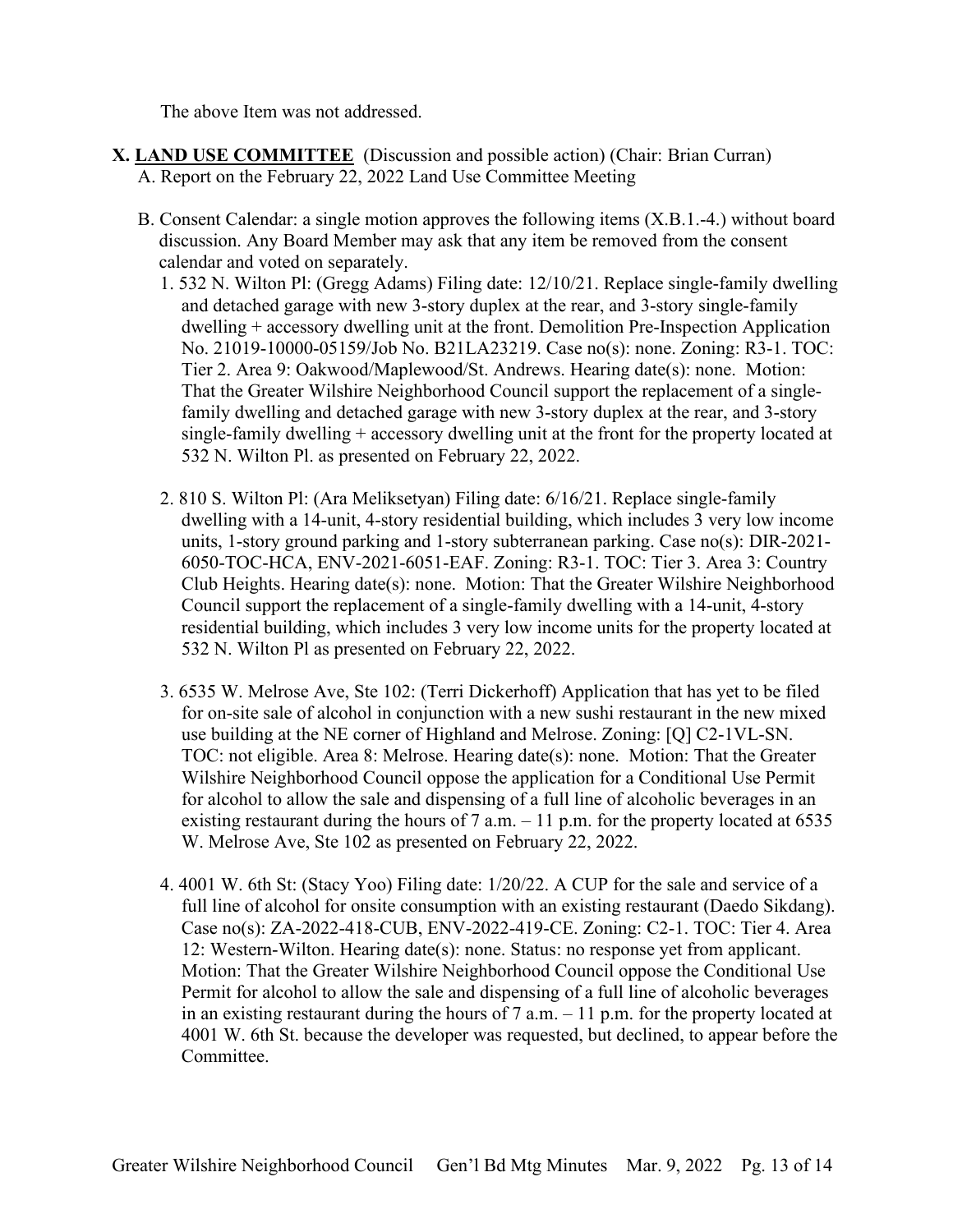The above Item was not addressed.

**X. <u>LAND USE COMMITTEE</u>** (Discussion and possible action) (Chair: Brian Curran)

A. Report on the February 22, 2022 Land Use Committee Meeting

B. Consent Calendar: a single motion approves the following items (X.B.1.-4.) without board discussion. Any Board Member may ask that any item be removed from the consent calendar and voted on separately.

1. 532 N. Wilton Pl: (Gregg Adams) Filing date: 12/10/21. Replace single-family dwelling and detached garage with new 3-story duplex at the rear, and 3-story single-family dwelling + accessory dwelling unit at the front. Demolition Pre-Inspection Application No. 21019-10000-05159/Job No. B21LA23219. Case no(s): none. Zoning: R3-1. TOC: Tier 2. Area 9: Oakwood/Maplewood/St. Andrews. Hearing date(s): none. Motion: That the Greater Wilshire Neighborhood Council support the replacement of a single-family dwelling and detached garage with new 3-story duplex at the rear, and 3-story single-family dwelling + accessory dwelling unit at the front for the property located at 532 N. Wilton Pl. as presented on February 22, 2022.

2. 810 S. Wilton Pl: (Ara Meliksetyan) Filing date: 6/16/21. Replace single-family dwelling with a 14-unit, 4-story residential building, which includes 3 very low income units, 1-story ground parking and 1-story subterranean parking. Case no(s): DIR-2021-6050-TOC-HCA, ENV-2021-6051-EAF. Zoning: R3-1. TOC: Tier 3. Area 3: Country Club Heights. Hearing date(s): none. Motion: That the Greater Wilshire Neighborhood Council support the replacement of a single-family dwelling with a 14-unit, 4-story residential building, which includes 3 very low income units for the property located at 532 N. Wilton Pl as presented on February 22, 2022.

3. 6535 W. Melrose Ave, Ste 102: (Terri Dickerhoff) Application that has yet to be filed for on-site sale of alcohol in conjunction with a new sushi restaurant in the new mixed use building at the NE corner of Highland and Melrose. Zoning: [Q] C2-1VL-SN. TOC: not eligible. Area 8: Melrose. Hearing date(s): none. Motion: That the Greater Wilshire Neighborhood Council oppose the application for a Conditional Use Permit for alcohol to allow the sale and dispensing of a full line of alcoholic beverages in an existing restaurant during the hours of 7 a.m. – 11 p.m. for the property located at 6535 W. Melrose Ave, Ste 102 as presented on February 22, 2022.

4. 4001 W. 6th St: (Stacy Yoo) Filing date: 1/20/22. A CUP for the sale and service of a full line of alcohol for onsite consumption with an existing restaurant (Daedo Sikdang). Case no(s): ZA-2022-418-CUB, ENV-2022-419-CE. Zoning: C2-1. TOC: Tier 4. Area 12: Western-Wilton. Hearing date(s): none. Status: no response yet from applicant. Motion: That the Greater Wilshire Neighborhood Council oppose the Conditional Use Permit for alcohol to allow the sale and dispensing of a full line of alcoholic beverages in an existing restaurant during the hours of 7 a.m. – 11 p.m. for the property located at 4001 W. 6th St. because the developer was requested, but declined, to appear before the Committee.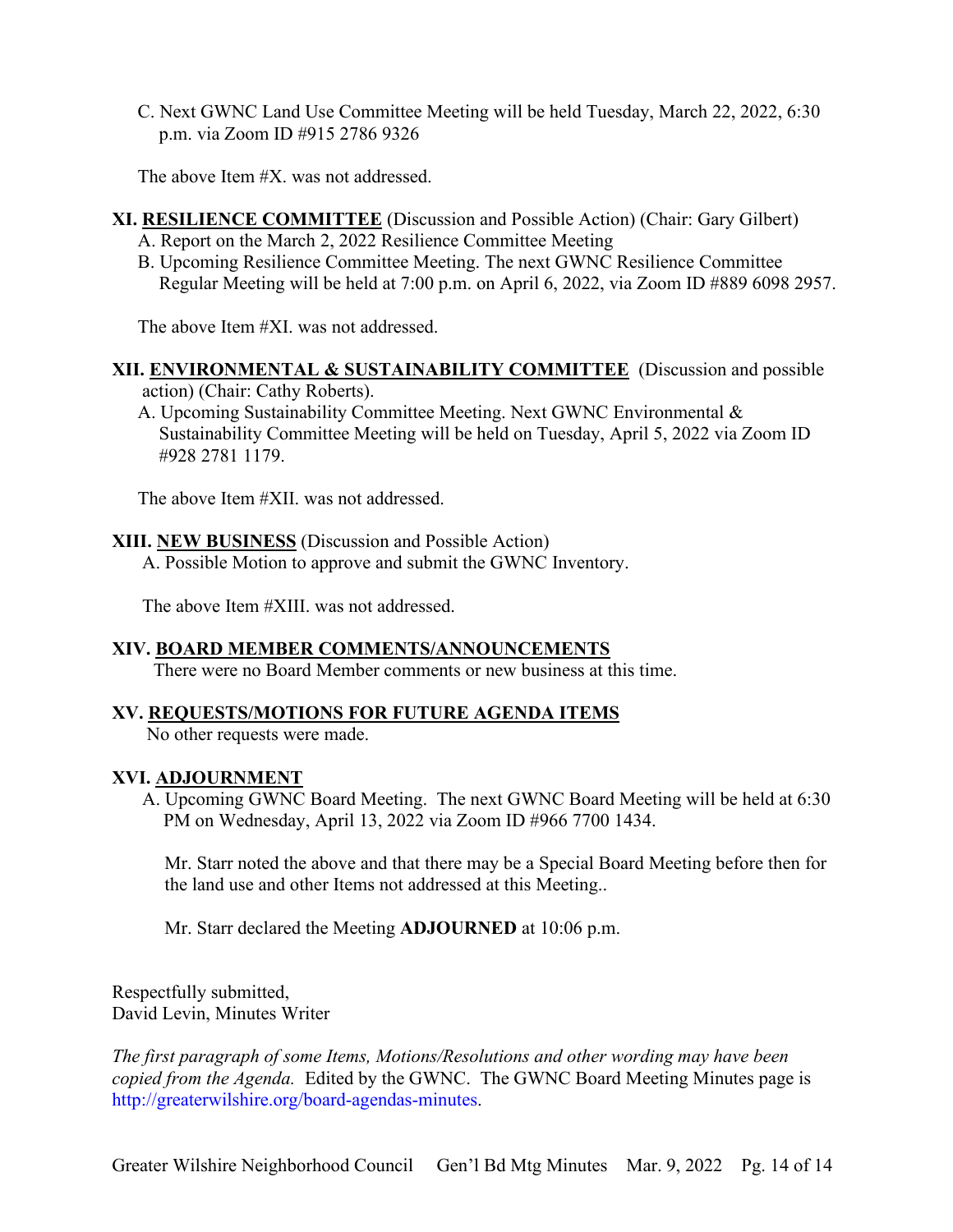C. Next GWNC Land Use Committee Meeting will be held Tuesday, March 22, 2022, 6:30 p.m. via Zoom ID #915 2786 9326

The above Item #X. was not addressed.

**XI. <u>RESILIENCE COMMITTEE</u>** (Discussion and Possible Action) (Chair: Gary Gilbert)

A. Report on the March 2, 2022 Resilience Committee Meeting

B. Upcoming Resilience Committee Meeting. The next GWNC Resilience Committee Regular Meeting will be held at 7:00 p.m. on April 6, 2022, via Zoom ID #889 6098 2957.

The above Item #XI. was not addressed.

**XII. <u>ENVIRONMENTAL & SUSTAINABILITY COMMITTEE</u>** (Discussion and possible action) (Chair: Cathy Roberts).

A. Upcoming Sustainability Committee Meeting. Next GWNC Environmental & Sustainability Committee Meeting will be held on Tuesday, April 5, 2022 via Zoom ID #928 2781 1179.

The above Item #XII. was not addressed.

**XIII. <u>NEW BUSINESS</u>** (Discussion and Possible Action)

A. Possible Motion to approve and submit the GWNC Inventory.

The above Item #XIII. was not addressed.

**XIV. <u>BOARD MEMBER COMMENTS/ANNOUNCEMENTS</u>**

There were no Board Member comments or new business at this time.

**XV. <u>REQUESTS/MOTIONS FOR FUTURE AGENDA ITEMS</u>**

No other requests were made.

**XVI. <u>ADJOURNMENT</u>**

A. Upcoming GWNC Board Meeting. The next GWNC Board Meeting will be held at 6:30 PM on Wednesday, April 13, 2022 via Zoom ID #966 7700 1434.

Mr. Starr noted the above and that there may be a Special Board Meeting before then for the land use and other Items not addressed at this Meeting..

Mr. Starr declared the Meeting **ADJOURNED** at 10:06 p.m.

Respectfully submitted,
David Levin, Minutes Writer

*The first paragraph of some Items, Motions/Resolutions and other wording may have been copied from the Agenda.* Edited by the GWNC. The GWNC Board Meeting Minutes page is http://greaterwilshire.org/board-agendas-minutes.